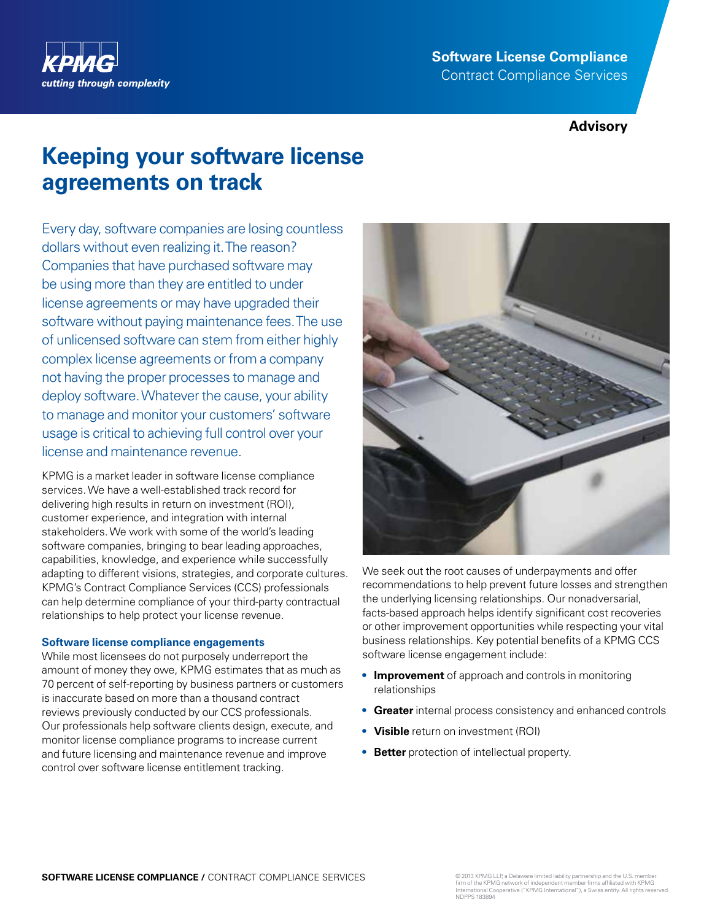**Software License Compliance**
Contract Compliance Services

**Advisory**

# Keeping your software license agreements on track

Every day, software companies are losing countless dollars without even realizing it. The reason? Companies that have purchased software may be using more than they are entitled to under license agreements or may have upgraded their software without paying maintenance fees. The use of unlicensed software can stem from either highly complex license agreements or from a company not having the proper processes to manage and deploy software. Whatever the cause, your ability to manage and monitor your customers' software usage is critical to achieving full control over your license and maintenance revenue.

KPMG is a market leader in software license compliance services. We have a well-established track record for delivering high results in return on investment (ROI), customer experience, and integration with internal stakeholders. We work with some of the world's leading software companies, bringing to bear leading approaches, capabilities, knowledge, and experience while successfully adapting to different visions, strategies, and corporate cultures. KPMG's Contract Compliance Services (CCS) professionals can help determine compliance of your third-party contractual relationships to help protect your license revenue.

### Software license compliance engagements

While most licensees do not purposely underreport the amount of money they owe, KPMG estimates that as much as 70 percent of self-reporting by business partners or customers is inaccurate based on more than a thousand contract reviews previously conducted by our CCS professionals. Our professionals help software clients design, execute, and monitor license compliance programs to increase current and future licensing and maintenance revenue and improve control over software license entitlement tracking.

We seek out the root causes of underpayments and offer recommendations to help prevent future losses and strengthen the underlying licensing relationships. Our nonadversarial, facts-based approach helps identify significant cost recoveries or other improvement opportunities while respecting your vital business relationships. Key potential benefits of a KPMG CCS software license engagement include:

- **Improvement** of approach and controls in monitoring relationships
- **Greater** internal process consistency and enhanced controls
- **Visible** return on investment (ROI)
- **Better** protection of intellectual property.

© 2013 KPMG LLP, a Delaware limited liability partnership and the U.S. member firm of the KPMG network of independent member firms affiliated with KPMG International Cooperative ("KPMG International"), a Swiss entity. All rights reserved. NDPPS 183894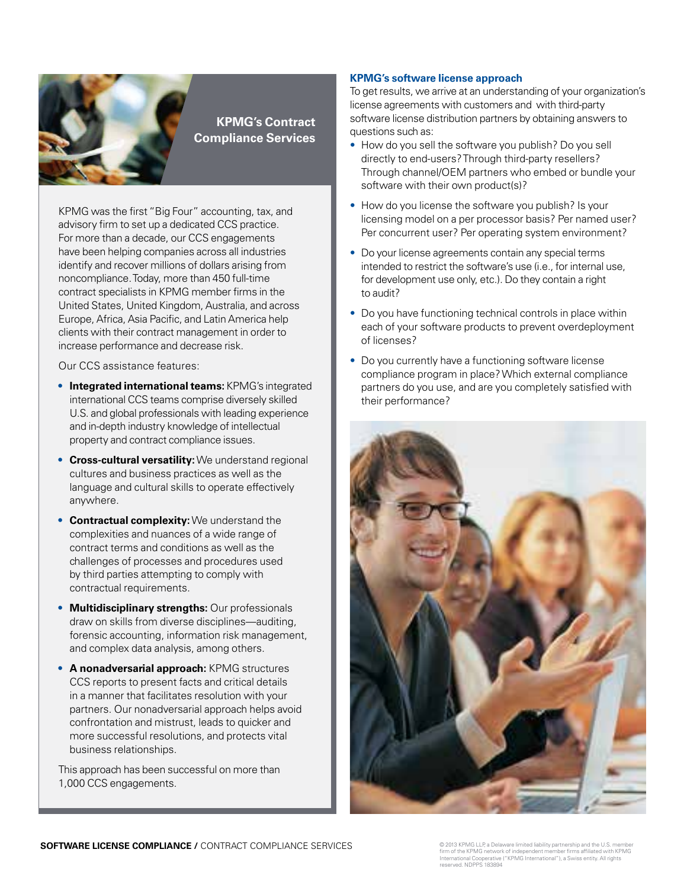## KPMG's Contract Compliance Services

KPMG was the first "Big Four" accounting, tax, and advisory firm to set up a dedicated CCS practice. For more than a decade, our CCS engagements have been helping companies across all industries identify and recover millions of dollars arising from noncompliance. Today, more than 450 full-time contract specialists in KPMG member firms in the United States, United Kingdom, Australia, and across Europe, Africa, Asia Pacific, and Latin America help clients with their contract management in order to increase performance and decrease risk.

Our CCS assistance features:

- **Integrated international teams:** KPMG's integrated international CCS teams comprise diversely skilled U.S. and global professionals with leading experience and in-depth industry knowledge of intellectual property and contract compliance issues.
- **Cross-cultural versatility:** We understand regional cultures and business practices as well as the language and cultural skills to operate effectively anywhere.
- **Contractual complexity:** We understand the complexities and nuances of a wide range of contract terms and conditions as well as the challenges of processes and procedures used by third parties attempting to comply with contractual requirements.
- **Multidisciplinary strengths:** Our professionals draw on skills from diverse disciplines—auditing, forensic accounting, information risk management, and complex data analysis, among others.
- **A nonadversarial approach:** KPMG structures CCS reports to present facts and critical details in a manner that facilitates resolution with your partners. Our nonadversarial approach helps avoid confrontation and mistrust, leads to quicker and more successful resolutions, and protects vital business relationships.

This approach has been successful on more than 1,000 CCS engagements.

### KPMG's software license approach

To get results, we arrive at an understanding of your organization's license agreements with customers and with third-party software license distribution partners by obtaining answers to questions such as:

- How do you sell the software you publish? Do you sell directly to end-users? Through third-party resellers? Through channel/OEM partners who embed or bundle your software with their own product(s)?
- How do you license the software you publish? Is your licensing model on a per processor basis? Per named user? Per concurrent user? Per operating system environment?
- Do your license agreements contain any special terms intended to restrict the software's use (i.e., for internal use, for development use only, etc.). Do they contain a right to audit?
- Do you have functioning technical controls in place within each of your software products to prevent overdeployment of licenses?
- Do you currently have a functioning software license compliance program in place? Which external compliance partners do you use, and are you completely satisfied with their performance?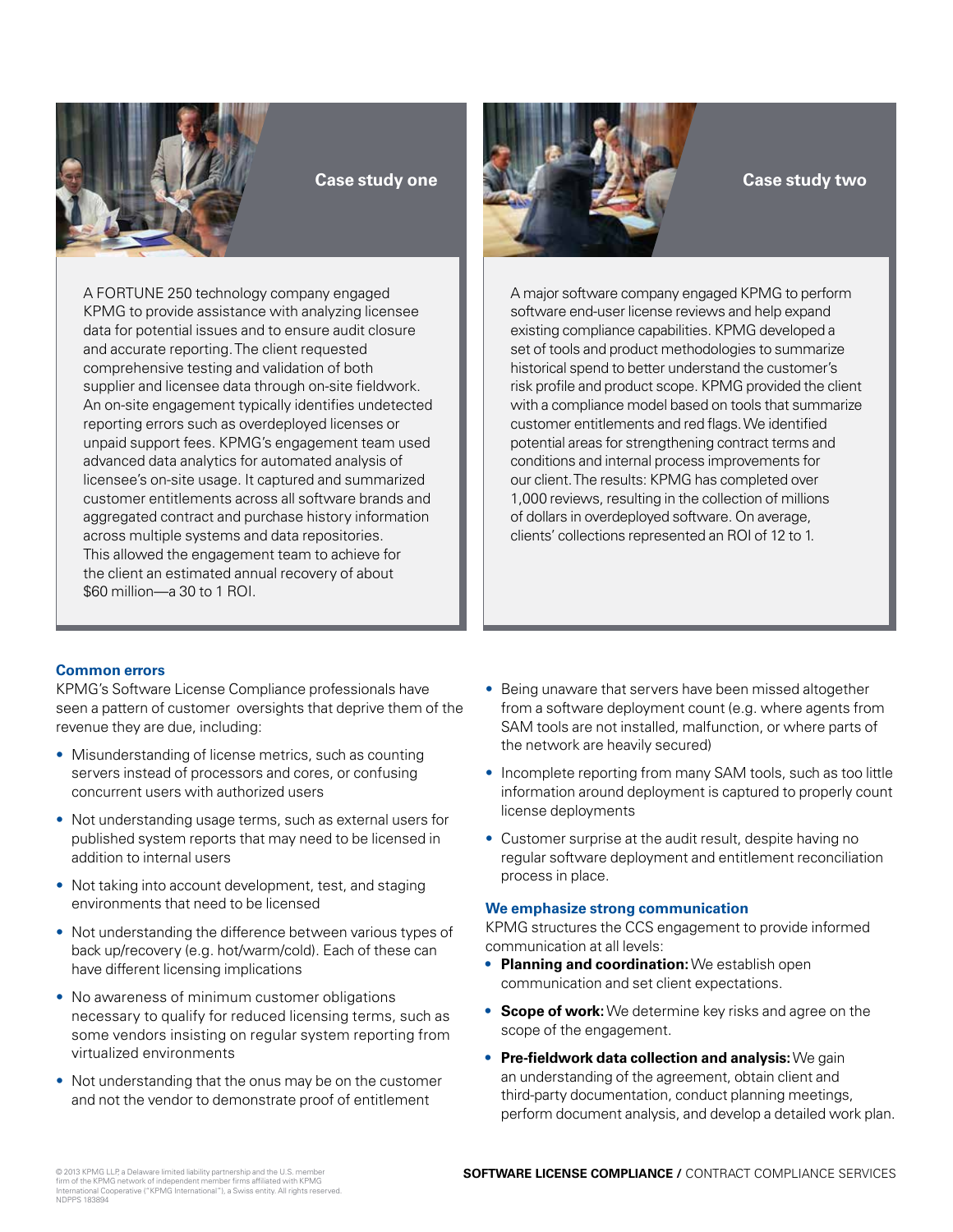## Case study one

A FORTUNE 250 technology company engaged KPMG to provide assistance with analyzing licensee data for potential issues and to ensure audit closure and accurate reporting. The client requested comprehensive testing and validation of both supplier and licensee data through on-site fieldwork. An on-site engagement typically identifies undetected reporting errors such as overdeployed licenses or unpaid support fees. KPMG's engagement team used advanced data analytics for automated analysis of licensee's on-site usage. It captured and summarized customer entitlements across all software brands and aggregated contract and purchase history information across multiple systems and data repositories. This allowed the engagement team to achieve for the client an estimated annual recovery of about $60 million—a 30 to 1 ROI.

## Case study two

A major software company engaged KPMG to perform software end-user license reviews and help expand existing compliance capabilities. KPMG developed a set of tools and product methodologies to summarize historical spend to better understand the customer's risk profile and product scope. KPMG provided the client with a compliance model based on tools that summarize customer entitlements and red flags. We identified potential areas for strengthening contract terms and conditions and internal process improvements for our client. The results: KPMG has completed over 1,000 reviews, resulting in the collection of millions of dollars in overdeployed software. On average, clients' collections represented an ROI of 12 to 1.

### Common errors

KPMG's Software License Compliance professionals have seen a pattern of customer oversights that deprive them of the revenue they are due, including:

- Misunderstanding of license metrics, such as counting servers instead of processors and cores, or confusing concurrent users with authorized users
- Not understanding usage terms, such as external users for published system reports that may need to be licensed in addition to internal users
- Not taking into account development, test, and staging environments that need to be licensed
- Not understanding the difference between various types of back up/recovery (e.g. hot/warm/cold). Each of these can have different licensing implications
- No awareness of minimum customer obligations necessary to qualify for reduced licensing terms, such as some vendors insisting on regular system reporting from virtualized environments
- Not understanding that the onus may be on the customer and not the vendor to demonstrate proof of entitlement
- Being unaware that servers have been missed altogether from a software deployment count (e.g. where agents from SAM tools are not installed, malfunction, or where parts of the network are heavily secured)
- Incomplete reporting from many SAM tools, such as too little information around deployment is captured to properly count license deployments
- Customer surprise at the audit result, despite having no regular software deployment and entitlement reconciliation process in place.

### We emphasize strong communication

KPMG structures the CCS engagement to provide informed communication at all levels:

- **Planning and coordination:** We establish open communication and set client expectations.
- **Scope of work:** We determine key risks and agree on the scope of the engagement.
- **Pre-fieldwork data collection and analysis:** We gain an understanding of the agreement, obtain client and third-party documentation, conduct planning meetings, perform document analysis, and develop a detailed work plan.

© 2013 KPMG LLP, a Delaware limited liability partnership and the U.S. member firm of the KPMG network of independent member firms affiliated with KPMG International Cooperative ("KPMG International"), a Swiss entity. All rights reserved. NDPPS 183894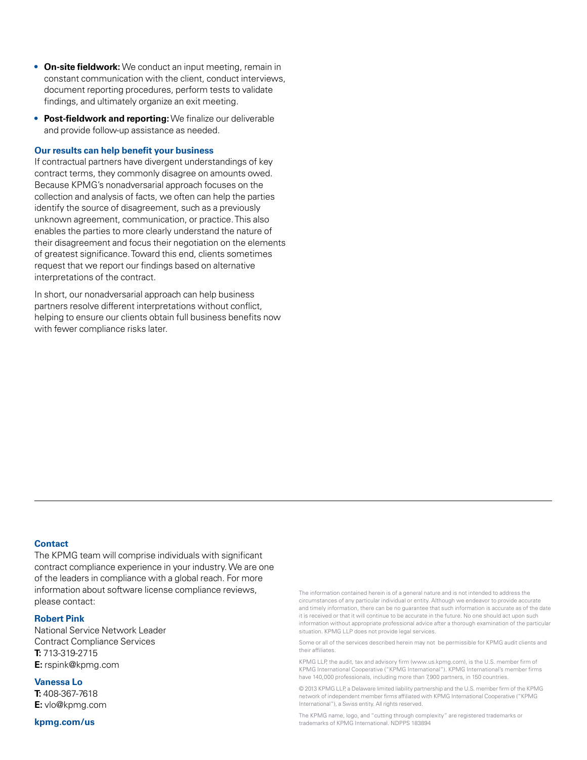- **On-site fieldwork:** We conduct an input meeting, remain in constant communication with the client, conduct interviews, document reporting procedures, perform tests to validate findings, and ultimately organize an exit meeting.
- **Post-fieldwork and reporting:** We finalize our deliverable and provide follow-up assistance as needed.

### Our results can help benefit your business

If contractual partners have divergent understandings of key contract terms, they commonly disagree on amounts owed. Because KPMG's nonadversarial approach focuses on the collection and analysis of facts, we often can help the parties identify the source of disagreement, such as a previously unknown agreement, communication, or practice. This also enables the parties to more clearly understand the nature of their disagreement and focus their negotiation on the elements of greatest significance. Toward this end, clients sometimes request that we report our findings based on alternative interpretations of the contract.

In short, our nonadversarial approach can help business partners resolve different interpretations without conflict, helping to ensure our clients obtain full business benefits now with fewer compliance risks later.

---

### Contact

The KPMG team will comprise individuals with significant contract compliance experience in your industry. We are one of the leaders in compliance with a global reach. For more information about software license compliance reviews, please contact:

**Robert Pink**
National Service Network Leader
Contract Compliance Services
**T:** 713-319-2715
**E:** rspink@kpmg.com

**Vanessa Lo**
**T:** 408-367-7618
**E:** vlo@kpmg.com

**kpmg.com/us**

The information contained herein is of a general nature and is not intended to address the circumstances of any particular individual or entity. Although we endeavor to provide accurate and timely information, there can be no guarantee that such information is accurate as of the date it is received or that it will continue to be accurate in the future. No one should act upon such information without appropriate professional advice after a thorough examination of the particular situation. KPMG LLP does not provide legal services.

Some or all of the services described herein may not be permissible for KPMG audit clients and their affiliates.

KPMG LLP, the audit, tax and advisory firm (www.us.kpmg.com), is the U.S. member firm of KPMG International Cooperative ("KPMG International"). KPMG International's member firms have 140,000 professionals, including more than 7,900 partners, in 150 countries.

© 2013 KPMG LLP, a Delaware limited liability partnership and the U.S. member firm of the KPMG network of independent member firms affiliated with KPMG International Cooperative ("KPMG International"), a Swiss entity. All rights reserved.

The KPMG name, logo, and "cutting through complexity" are registered trademarks or trademarks of KPMG International. NDPPS 183894